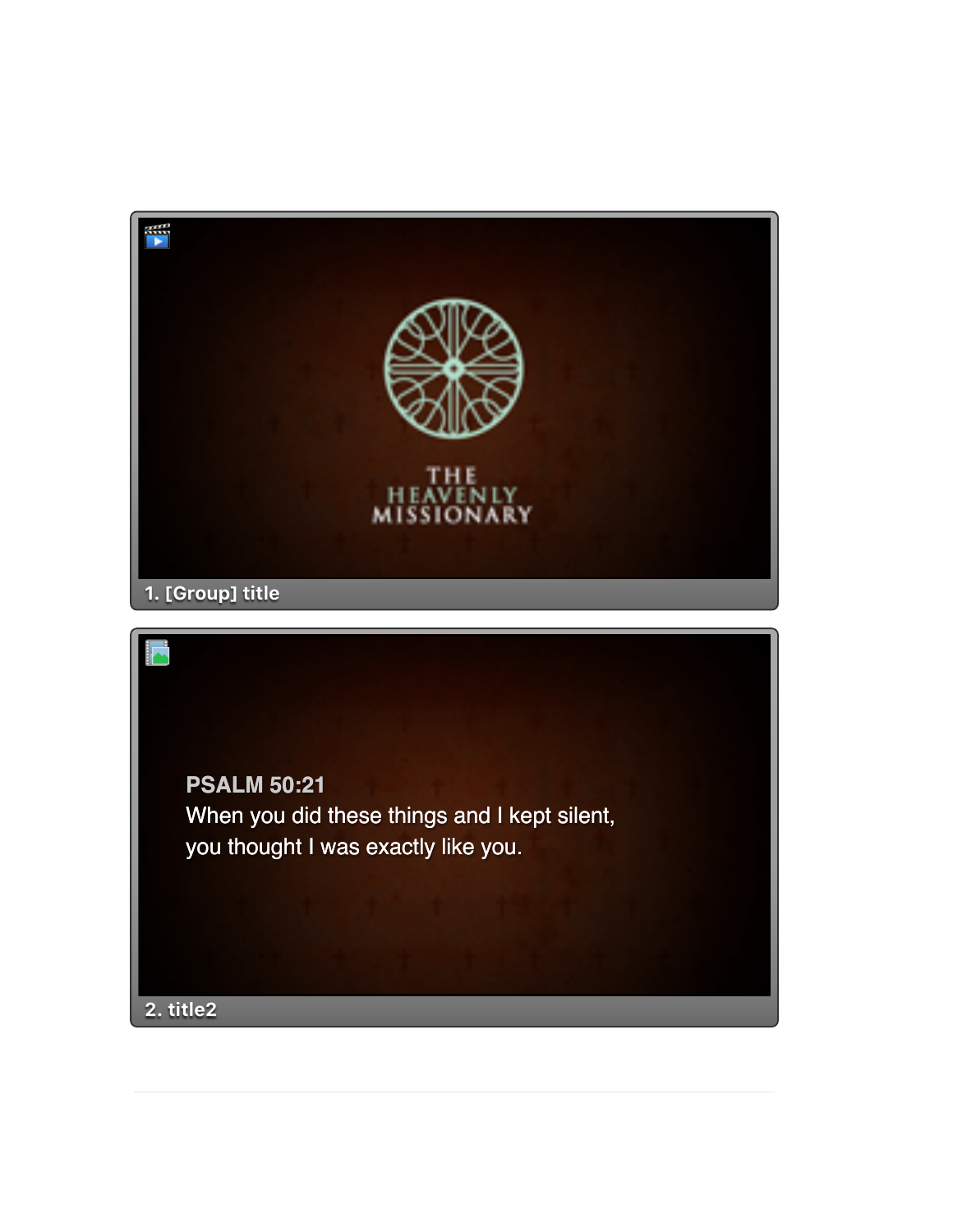THE HEAVENLY MISSIONARY

1. [Group] title

PSALM 50:21

When you did these things and I kept silent,
you thought I was exactly like you.

2. title2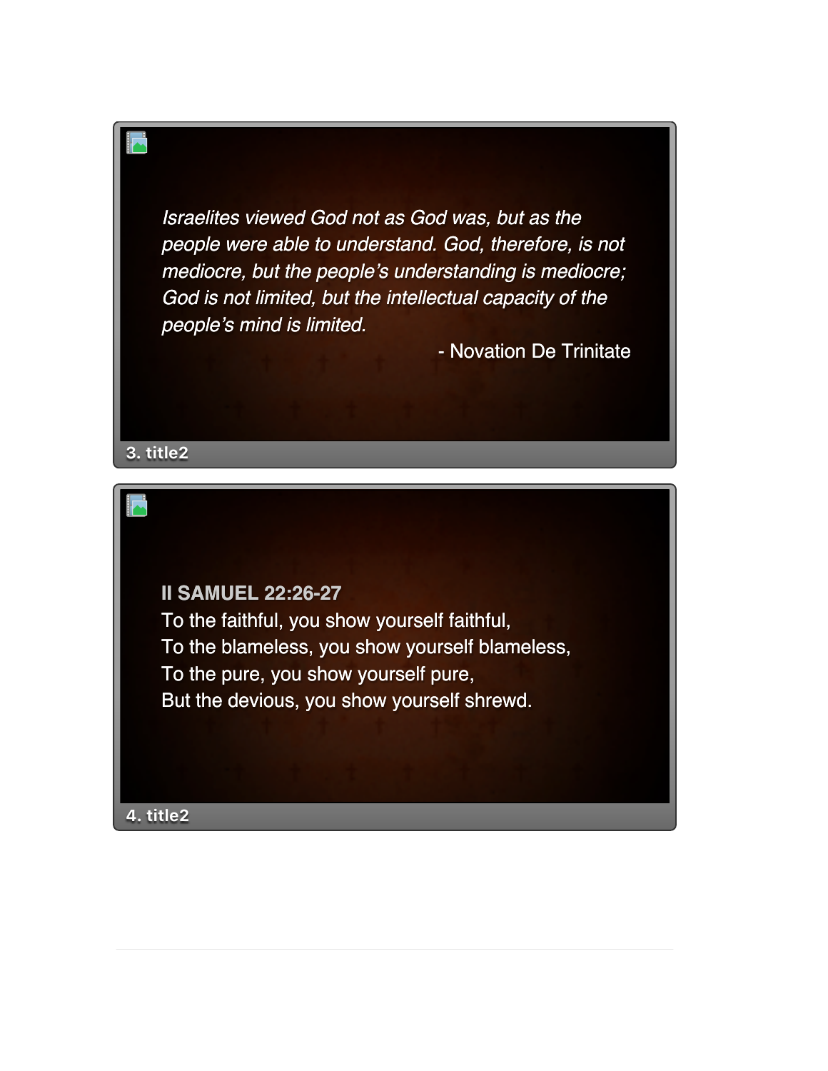*Israelites viewed God not as God was, but as the people were able to understand. God, therefore, is not mediocre, but the people's understanding is mediocre; God is not limited, but the intellectual capacity of the people's mind is limited.*

- Novation De Trinitate

3. title2

**II SAMUEL 22:26-27**

To the faithful, you show yourself faithful,
To the blameless, you show yourself blameless,
To the pure, you show yourself pure,
But the devious, you show yourself shrewd.

4. title2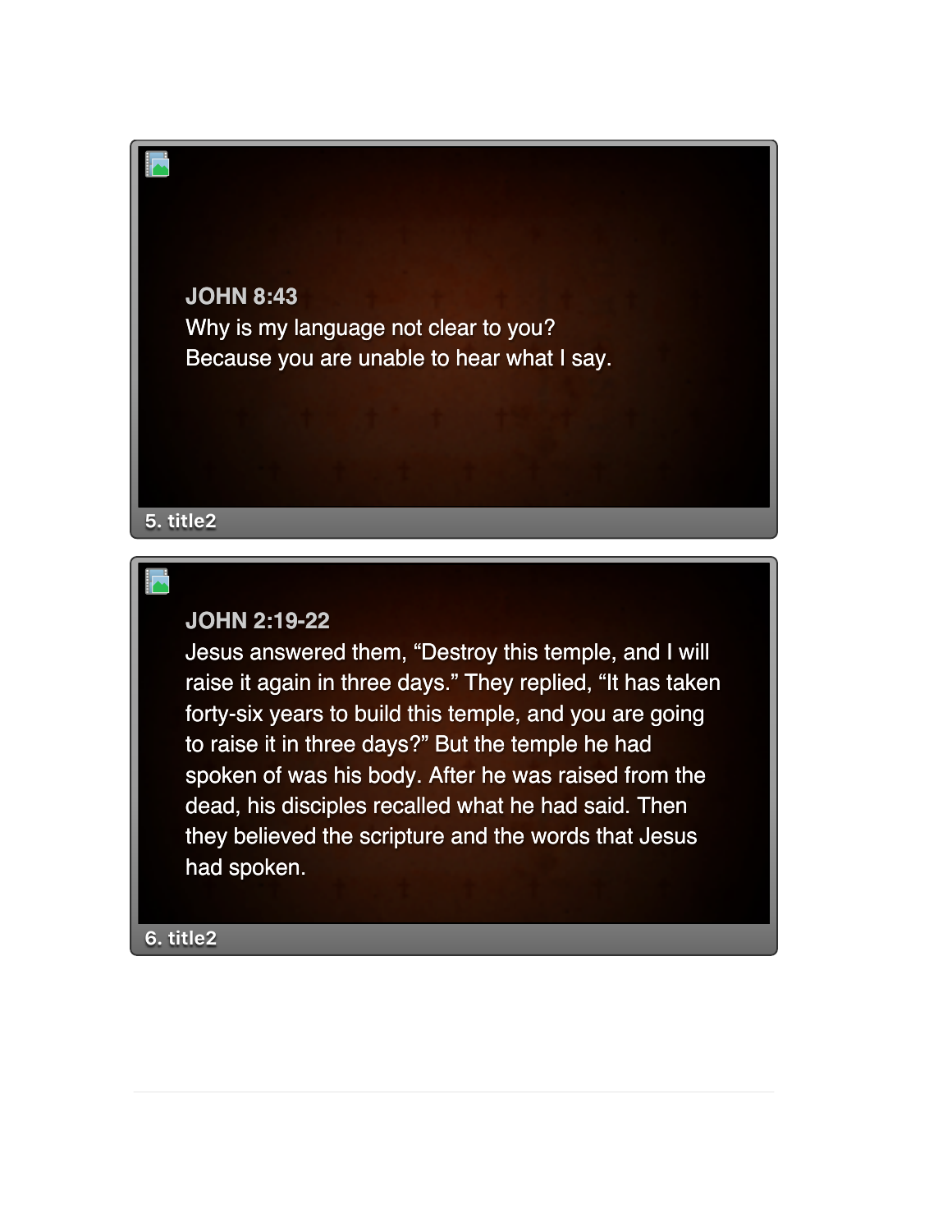**JOHN 8:43**
Why is my language not clear to you?
Because you are unable to hear what I say.

5. title2

**JOHN 2:19-22**
Jesus answered them, “Destroy this temple, and I will raise it again in three days.” They replied, “It has taken forty-six years to build this temple, and you are going to raise it in three days?” But the temple he had spoken of was his body. After he was raised from the dead, his disciples recalled what he had said. Then they believed the scripture and the words that Jesus had spoken.

6. title2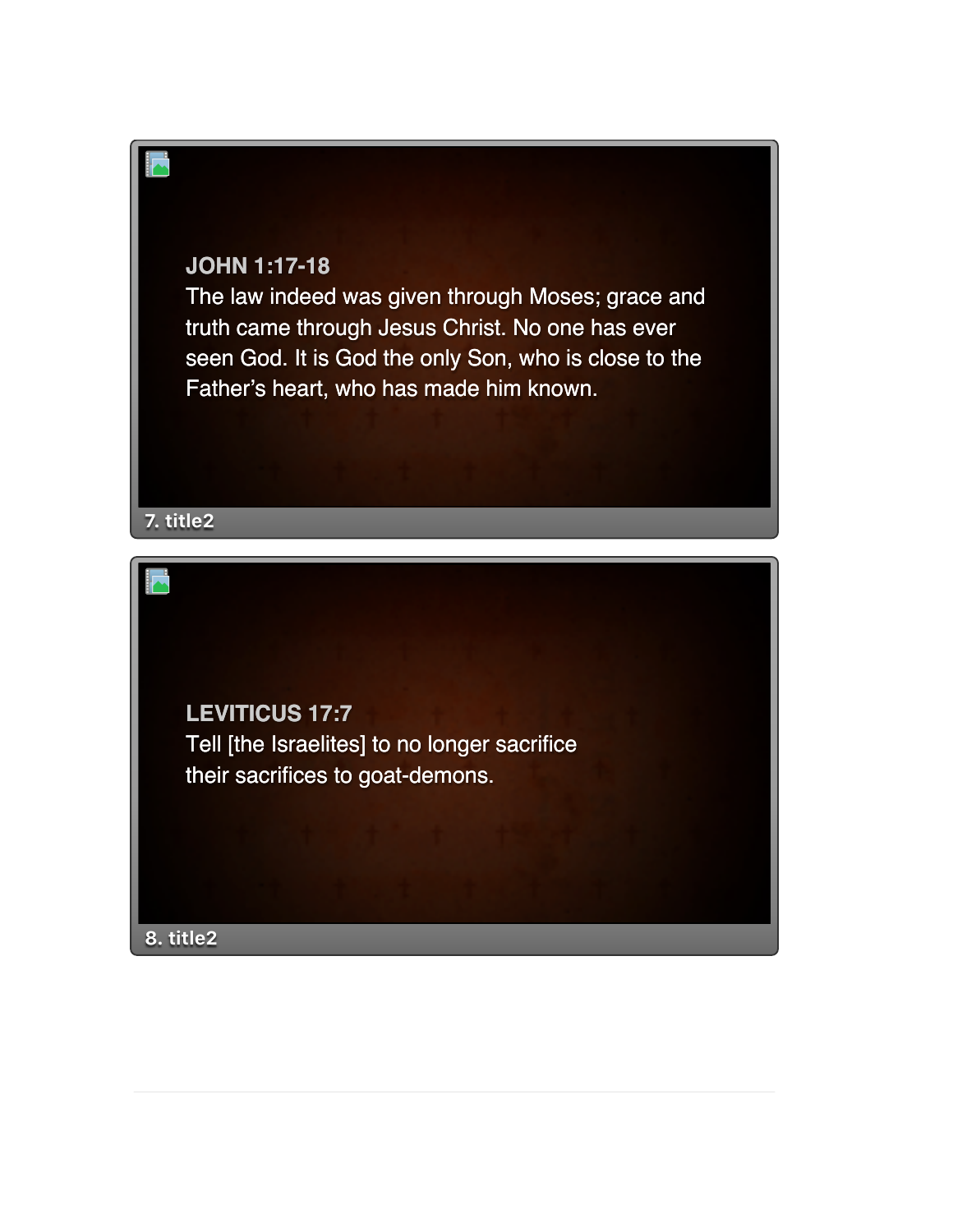**JOHN 1:17-18**

The law indeed was given through Moses; grace and truth came through Jesus Christ. No one has ever seen God. It is God the only Son, who is close to the Father's heart, who has made him known.

7. title2

**LEVITICUS 17:7**

Tell [the Israelites] to no longer sacrifice their sacrifices to goat-demons.

8. title2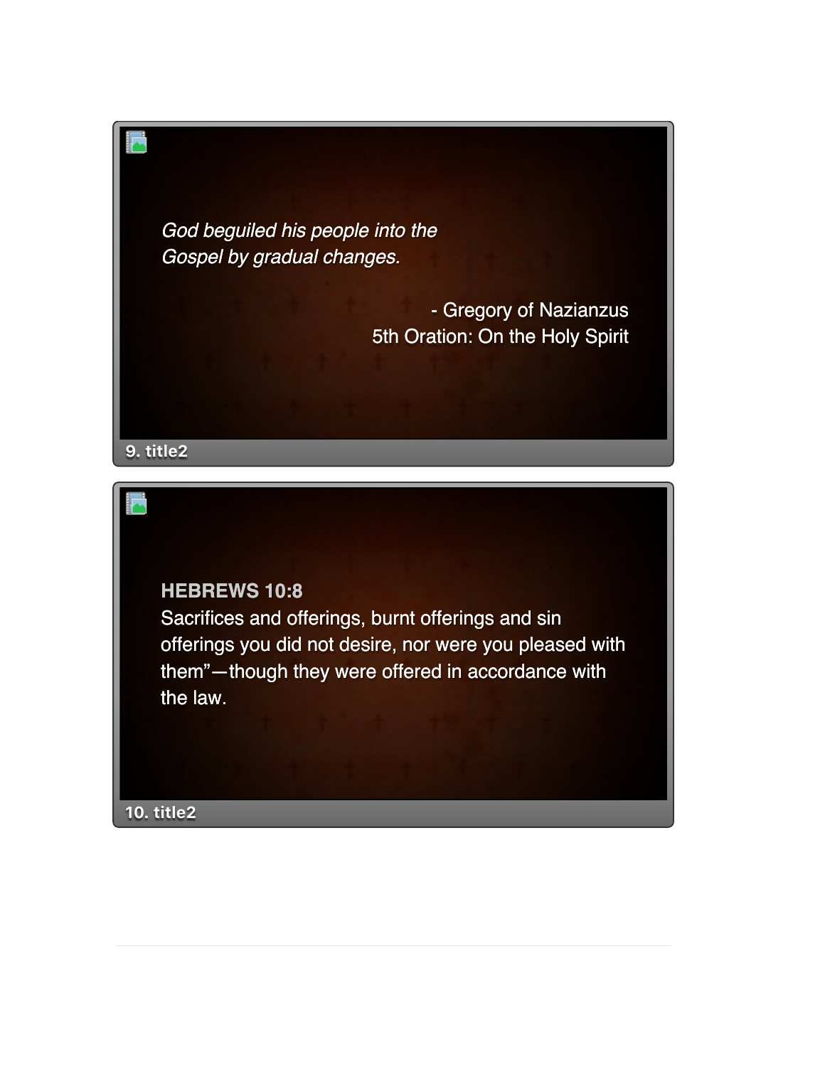*God beguiled his people into the Gospel by gradual changes.*

- Gregory of Nazianzus
5th Oration: On the Holy Spirit

9. title2

**HEBREWS 10:8**
Sacrifices and offerings, burnt offerings and sin offerings you did not desire, nor were you pleased with them"—though they were offered in accordance with the law.

10. title2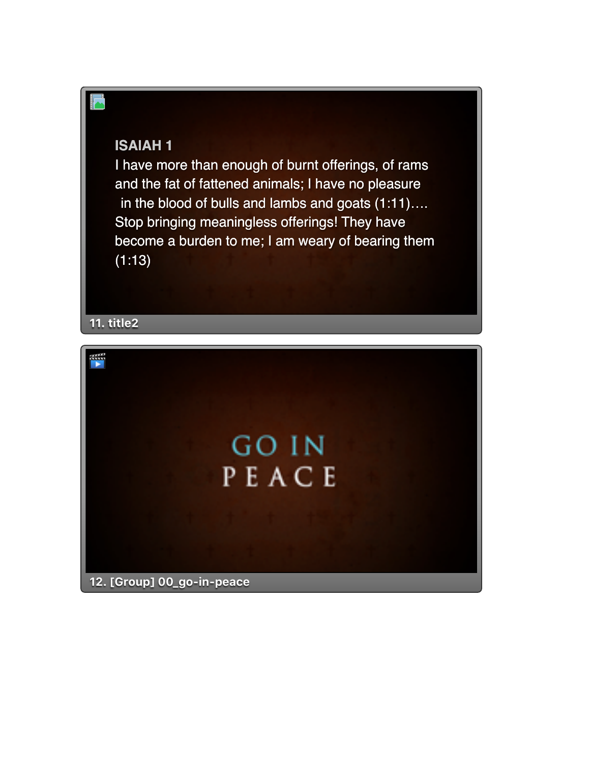ISAIAH 1

I have more than enough of burnt offerings, of rams and the fat of fattened animals; I have no pleasure in the blood of bulls and lambs and goats (1:11)…. Stop bringing meaningless offerings! They have become a burden to me; I am weary of bearing them (1:13)

11. title2

GO IN PEACE

12. [Group] 00_go-in-peace